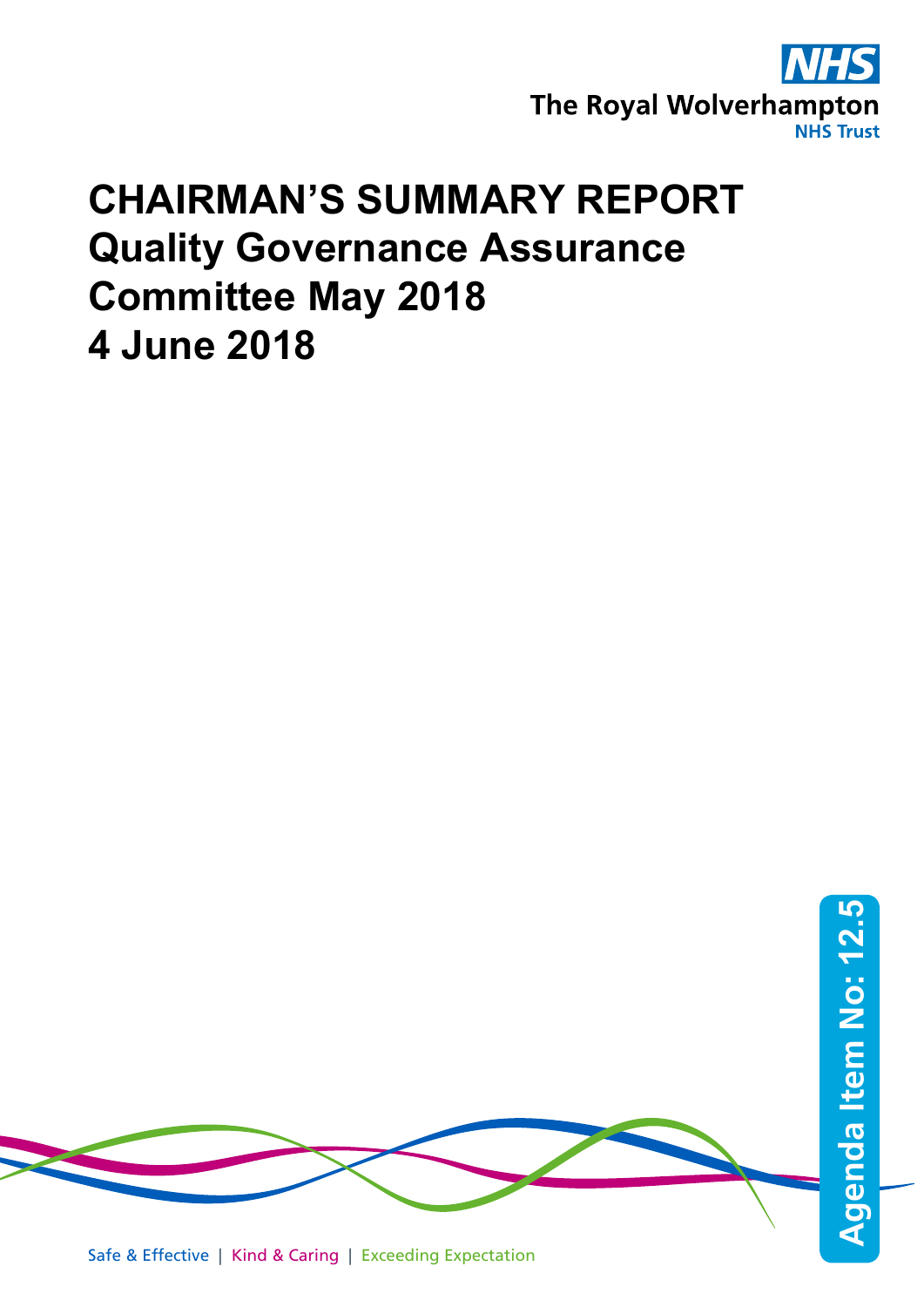NHS

The Royal Wolverhampton
NHS Trust

# CHAIRMAN'S SUMMARY REPORT
# Quality Governance Assurance Committee May 2018
# 4 June 2018

Agenda Item No: 12.5

Safe & Effective | Kind & Caring | Exceeding Expectation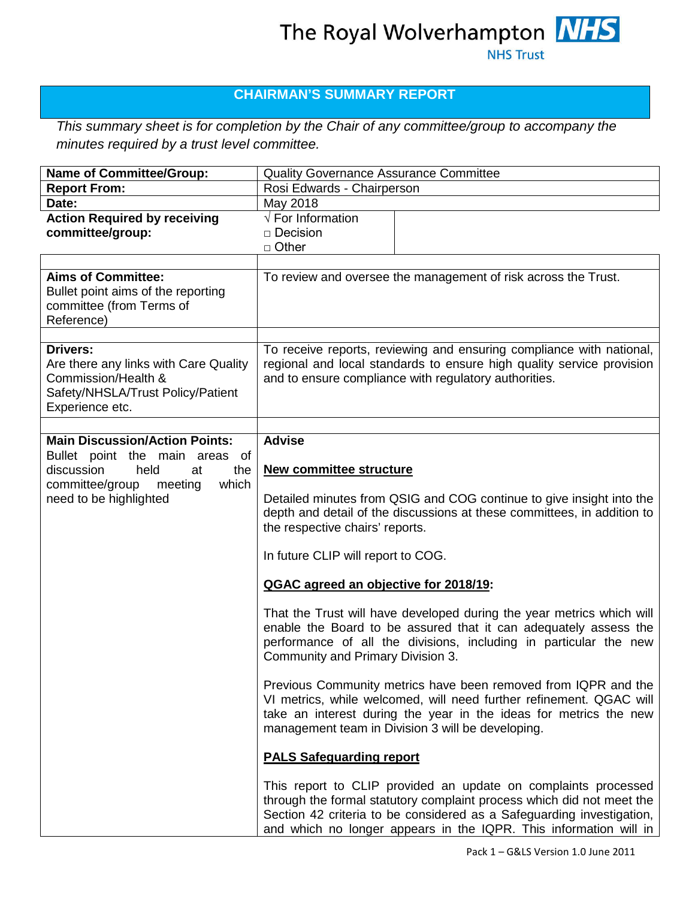The Royal Wolverhampton NHS Trust

## CHAIRMAN'S SUMMARY REPORT

*This summary sheet is for completion by the Chair of any committee/group to accompany the minutes required by a trust level committee.*

| | |
|---|---|
| **Name of Committee/Group:** | Quality Governance Assurance Committee |
| **Report From:** | Rosi Edwards - Chairperson |
| **Date:** | May 2018 |
| **Action Required by receiving committee/group:** | √ For Information<br>□ Decision<br>□ Other |
| | |
| **Aims of Committee:**<br>Bullet point aims of the reporting committee (from Terms of Reference) | To review and oversee the management of risk across the Trust. |
| | |
| **Drivers:**<br>Are there any links with Care Quality Commission/Health & Safety/NHSLA/Trust Policy/Patient Experience etc. | To receive reports, reviewing and ensuring compliance with national, regional and local standards to ensure high quality service provision and to ensure compliance with regulatory authorities. |
| | |
| **Main Discussion/Action Points:**<br>Bullet point the main areas of discussion held at the committee/group meeting which need to be highlighted | **Advise**<br><br>**<u>New committee structure</u>**<br><br>Detailed minutes from QSIG and COG continue to give insight into the depth and detail of the discussions at these committees, in addition to the respective chairs' reports.<br><br>In future CLIP will report to COG.<br><br>**<u>QGAC agreed an objective for 2018/19</u>:**<br><br>That the Trust will have developed during the year metrics which will enable the Board to be assured that it can adequately assess the performance of all the divisions, including in particular the new Community and Primary Division 3.<br><br>Previous Community metrics have been removed from IQPR and the VI metrics, while welcomed, will need further refinement. QGAC will take an interest during the year in the ideas for metrics the new management team in Division 3 will be developing.<br><br>**<u>PALS Safeguarding report</u>**<br><br>This report to CLIP provided an update on complaints processed through the formal statutory complaint process which did not meet the Section 42 criteria to be considered as a Safeguarding investigation, and which no longer appears in the IQPR. This information will in |

Pack 1 – G&LS Version 1.0 June 2011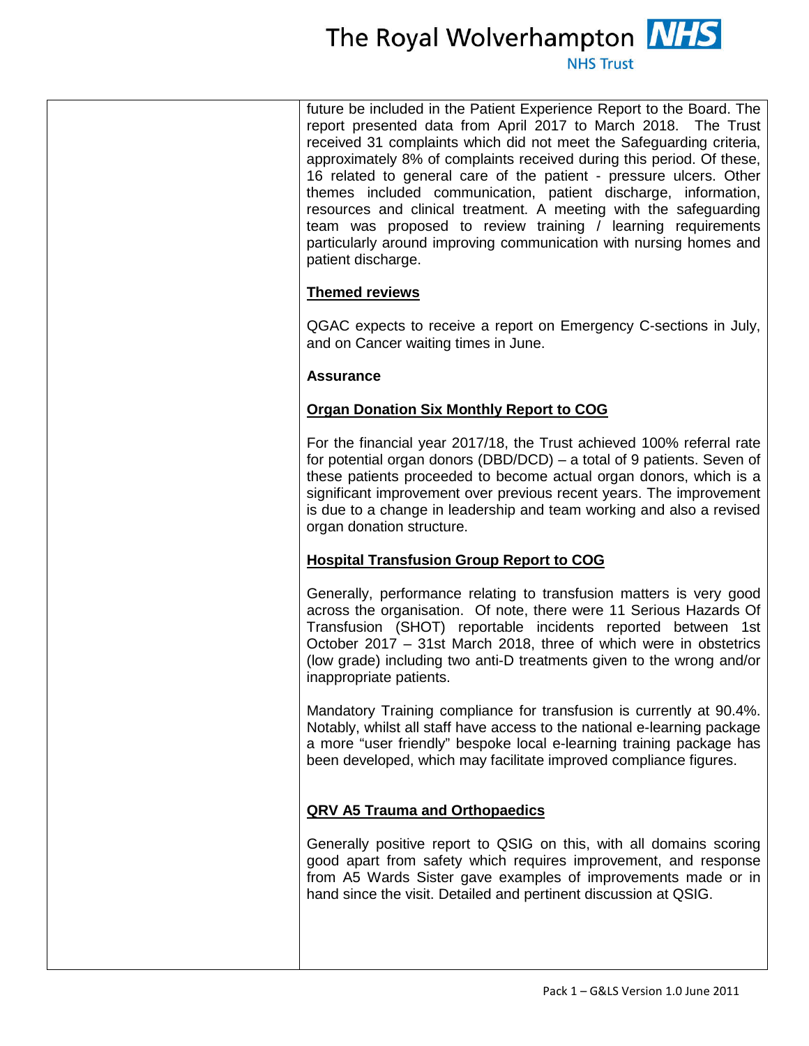future be included in the Patient Experience Report to the Board. The report presented data from April 2017 to March 2018. The Trust received 31 complaints which did not meet the Safeguarding criteria, approximately 8% of complaints received during this period. Of these, 16 related to general care of the patient - pressure ulcers. Other themes included communication, patient discharge, information, resources and clinical treatment. A meeting with the safeguarding team was proposed to review training / learning requirements particularly around improving communication with nursing homes and patient discharge.

**Themed reviews**

QGAC expects to receive a report on Emergency C-sections in July, and on Cancer waiting times in June.

**Assurance**

**Organ Donation Six Monthly Report to COG**

For the financial year 2017/18, the Trust achieved 100% referral rate for potential organ donors (DBD/DCD) – a total of 9 patients. Seven of these patients proceeded to become actual organ donors, which is a significant improvement over previous recent years. The improvement is due to a change in leadership and team working and also a revised organ donation structure.

**Hospital Transfusion Group Report to COG**

Generally, performance relating to transfusion matters is very good across the organisation. Of note, there were 11 Serious Hazards Of Transfusion (SHOT) reportable incidents reported between 1st October 2017 – 31st March 2018, three of which were in obstetrics (low grade) including two anti-D treatments given to the wrong and/or inappropriate patients.

Mandatory Training compliance for transfusion is currently at 90.4%. Notably, whilst all staff have access to the national e-learning package a more "user friendly" bespoke local e-learning training package has been developed, which may facilitate improved compliance figures.

**QRV A5 Trauma and Orthopaedics**

Generally positive report to QSIG on this, with all domains scoring good apart from safety which requires improvement, and response from A5 Wards Sister gave examples of improvements made or in hand since the visit. Detailed and pertinent discussion at QSIG.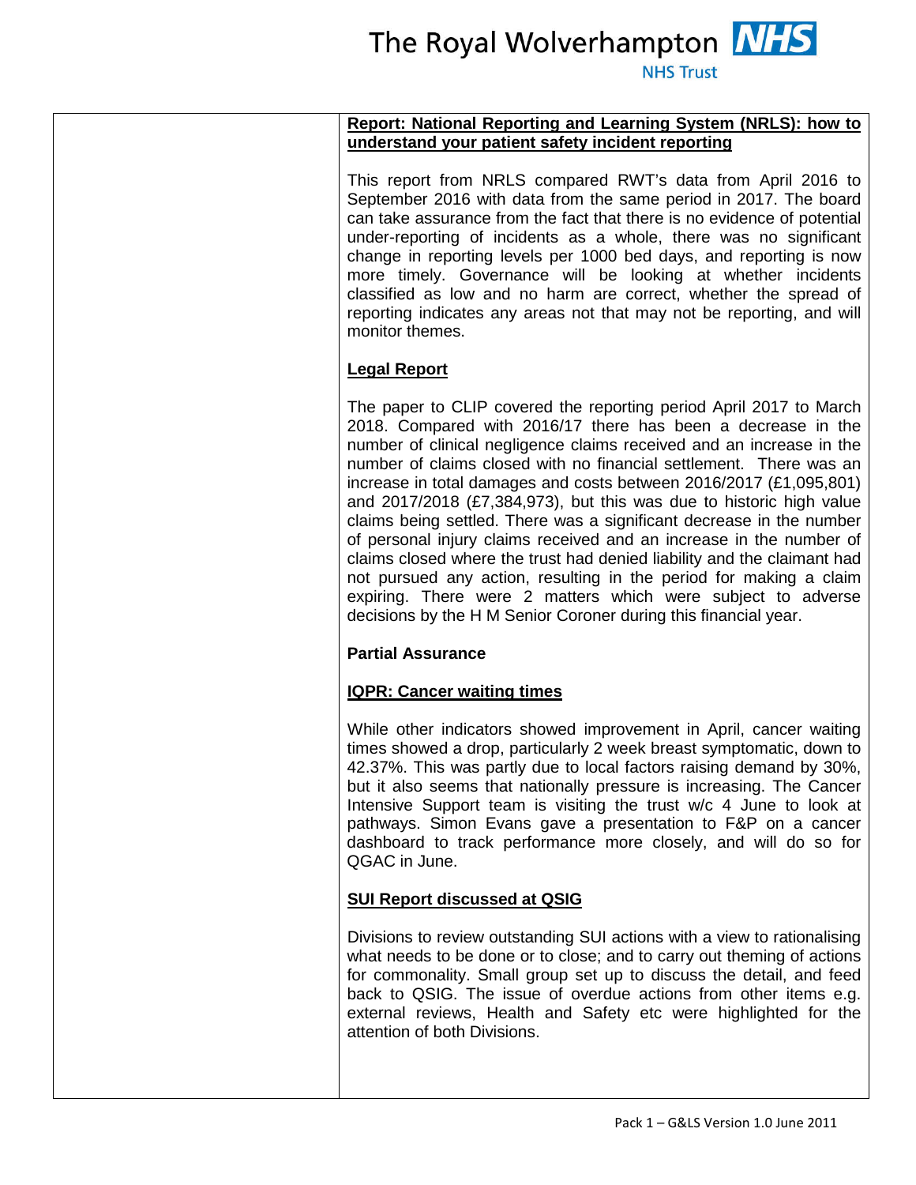**Report: National Reporting and Learning System (NRLS): how to understand your patient safety incident reporting**

This report from NRLS compared RWT's data from April 2016 to September 2016 with data from the same period in 2017. The board can take assurance from the fact that there is no evidence of potential under-reporting of incidents as a whole, there was no significant change in reporting levels per 1000 bed days, and reporting is now more timely. Governance will be looking at whether incidents classified as low and no harm are correct, whether the spread of reporting indicates any areas not that may not be reporting, and will monitor themes.

**Legal Report**

The paper to CLIP covered the reporting period April 2017 to March 2018. Compared with 2016/17 there has been a decrease in the number of clinical negligence claims received and an increase in the number of claims closed with no financial settlement. There was an increase in total damages and costs between 2016/2017 (£1,095,801) and 2017/2018 (£7,384,973), but this was due to historic high value claims being settled. There was a significant decrease in the number of personal injury claims received and an increase in the number of claims closed where the trust had denied liability and the claimant had not pursued any action, resulting in the period for making a claim expiring. There were 2 matters which were subject to adverse decisions by the H M Senior Coroner during this financial year.

**Partial Assurance**

**IQPR: Cancer waiting times**

While other indicators showed improvement in April, cancer waiting times showed a drop, particularly 2 week breast symptomatic, down to 42.37%. This was partly due to local factors raising demand by 30%, but it also seems that nationally pressure is increasing. The Cancer Intensive Support team is visiting the trust w/c 4 June to look at pathways. Simon Evans gave a presentation to F&P on a cancer dashboard to track performance more closely, and will do so for QGAC in June.

**SUI Report discussed at QSIG**

Divisions to review outstanding SUI actions with a view to rationalising what needs to be done or to close; and to carry out theming of actions for commonality. Small group set up to discuss the detail, and feed back to QSIG. The issue of overdue actions from other items e.g. external reviews, Health and Safety etc were highlighted for the attention of both Divisions.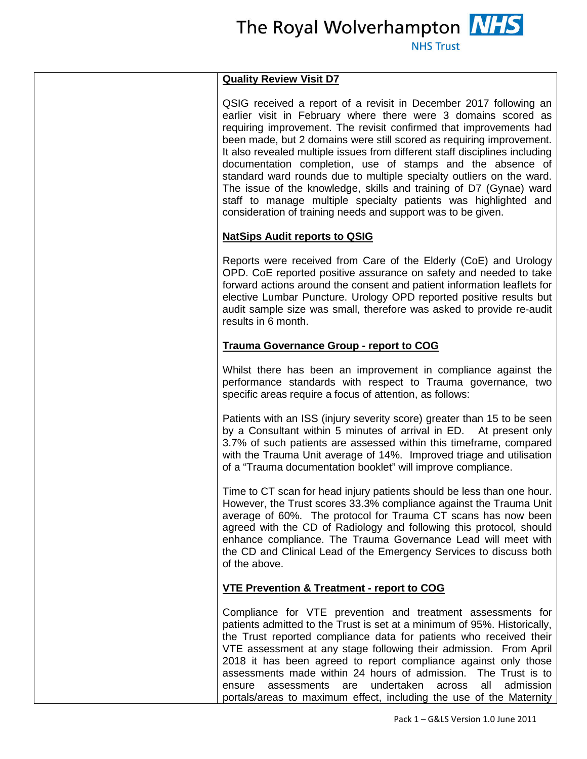**Quality Review Visit D7**

QSIG received a report of a revisit in December 2017 following an earlier visit in February where there were 3 domains scored as requiring improvement. The revisit confirmed that improvements had been made, but 2 domains were still scored as requiring improvement. It also revealed multiple issues from different staff disciplines including documentation completion, use of stamps and the absence of standard ward rounds due to multiple specialty outliers on the ward. The issue of the knowledge, skills and training of D7 (Gynae) ward staff to manage multiple specialty patients was highlighted and consideration of training needs and support was to be given.

**NatSips Audit reports to QSIG**

Reports were received from Care of the Elderly (CoE) and Urology OPD. CoE reported positive assurance on safety and needed to take forward actions around the consent and patient information leaflets for elective Lumbar Puncture. Urology OPD reported positive results but audit sample size was small, therefore was asked to provide re-audit results in 6 month.

**Trauma Governance Group - report to COG**

Whilst there has been an improvement in compliance against the performance standards with respect to Trauma governance, two specific areas require a focus of attention, as follows:

Patients with an ISS (injury severity score) greater than 15 to be seen by a Consultant within 5 minutes of arrival in ED. At present only 3.7% of such patients are assessed within this timeframe, compared with the Trauma Unit average of 14%. Improved triage and utilisation of a "Trauma documentation booklet" will improve compliance.

Time to CT scan for head injury patients should be less than one hour. However, the Trust scores 33.3% compliance against the Trauma Unit average of 60%. The protocol for Trauma CT scans has now been agreed with the CD of Radiology and following this protocol, should enhance compliance. The Trauma Governance Lead will meet with the CD and Clinical Lead of the Emergency Services to discuss both of the above.

**VTE Prevention & Treatment - report to COG**

Compliance for VTE prevention and treatment assessments for patients admitted to the Trust is set at a minimum of 95%. Historically, the Trust reported compliance data for patients who received their VTE assessment at any stage following their admission. From April 2018 it has been agreed to report compliance against only those assessments made within 24 hours of admission. The Trust is to ensure assessments are undertaken across all admission portals/areas to maximum effect, including the use of the Maternity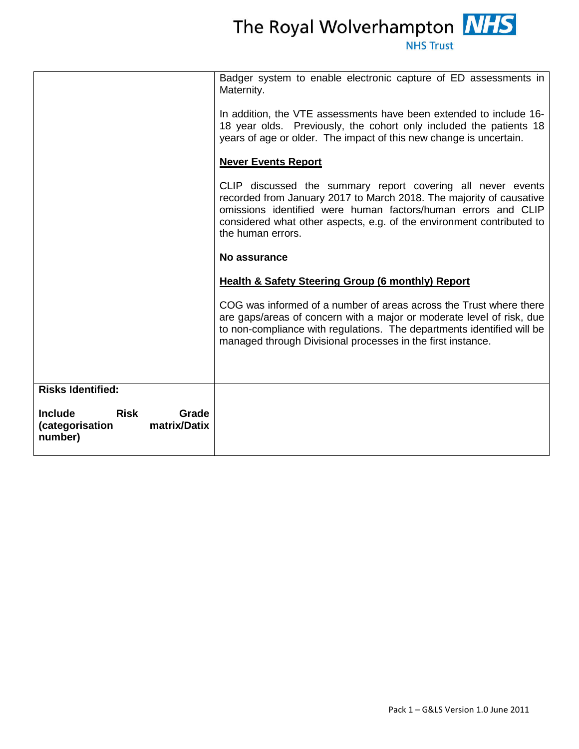| | |
|---|---|
| | Badger system to enable electronic capture of ED assessments in Maternity.<br><br>In addition, the VTE assessments have been extended to include 16-18 year olds. Previously, the cohort only included the patients 18 years of age or older. The impact of this new change is uncertain.<br><br>**<u>Never Events Report</u>**<br><br>CLIP discussed the summary report covering all never events recorded from January 2017 to March 2018. The majority of causative omissions identified were human factors/human errors and CLIP considered what other aspects, e.g. of the environment contributed to the human errors.<br><br>**No assurance**<br><br>**<u>Health & Safety Steering Group (6 monthly) Report</u>**<br><br>COG was informed of a number of areas across the Trust where there are gaps/areas of concern with a major or moderate level of risk, due to non-compliance with regulations. The departments identified will be managed through Divisional processes in the first instance. |
| **Risks Identified:**<br><br>**Include Risk Grade (categorisation matrix/Datix number)** | |